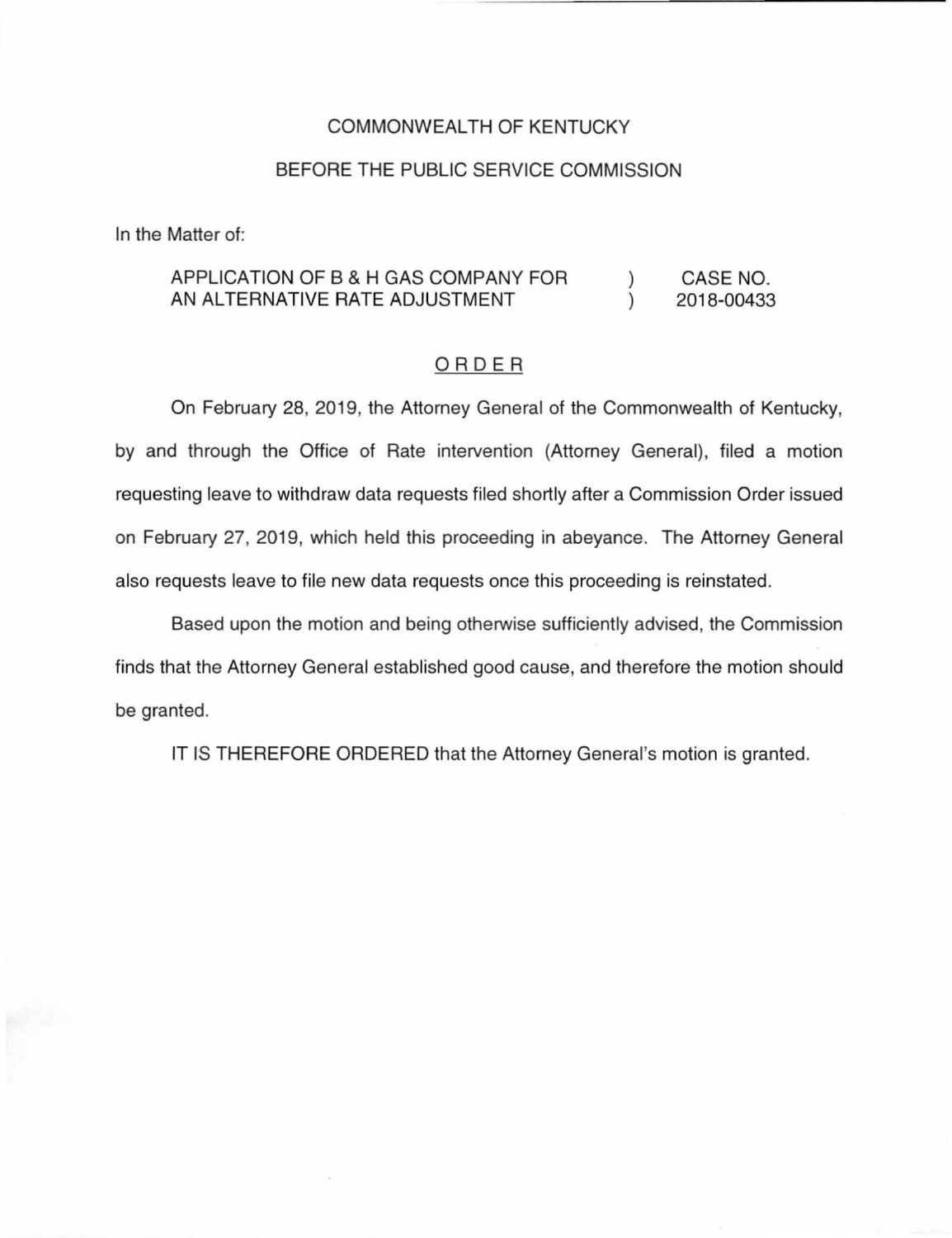COMMONWEALTH OF KENTUCKY

BEFORE THE PUBLIC SERVICE COMMISSION

In the Matter of:

| | | |
|---|---|---|
| APPLICATION OF B & H GAS COMPANY FOR AN ALTERNATIVE RATE ADJUSTMENT | ) ) | CASE NO. 2018-00433 |

## ORDER

On February 28, 2019, the Attorney General of the Commonwealth of Kentucky, by and through the Office of Rate intervention (Attorney General), filed a motion requesting leave to withdraw data requests filed shortly after a Commission Order issued on February 27, 2019, which held this proceeding in abeyance. The Attorney General also requests leave to file new data requests once this proceeding is reinstated.

Based upon the motion and being otherwise sufficiently advised, the Commission finds that the Attorney General established good cause, and therefore the motion should be granted.

IT IS THEREFORE ORDERED that the Attorney General's motion is granted.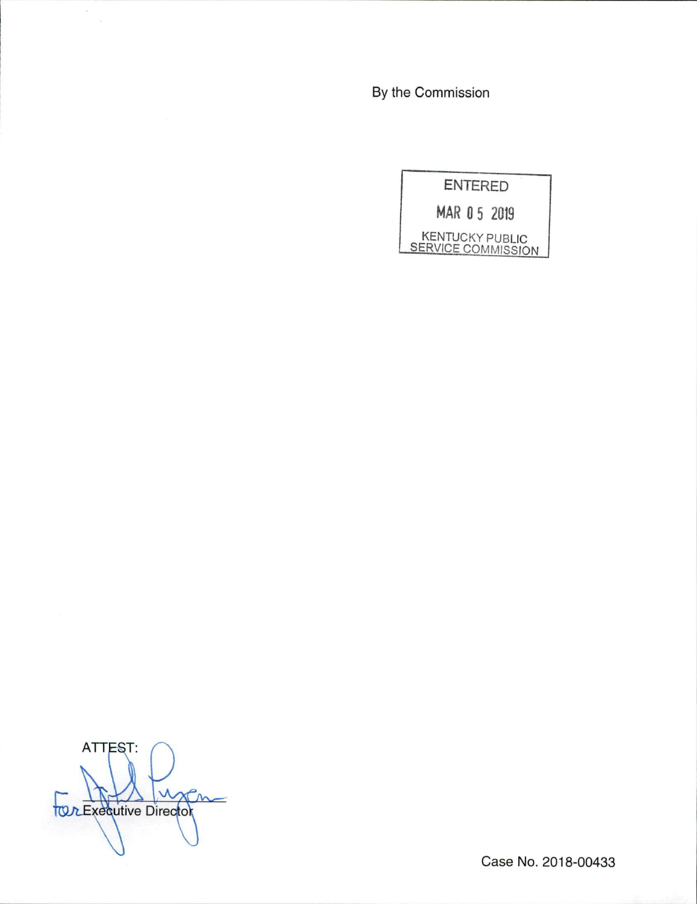By the Commission

ENTERED

MAR 05 2019

KENTUCKY PUBLIC SERVICE COMMISSION

ATTEST:

For Executive Director

Case No. 2018-00433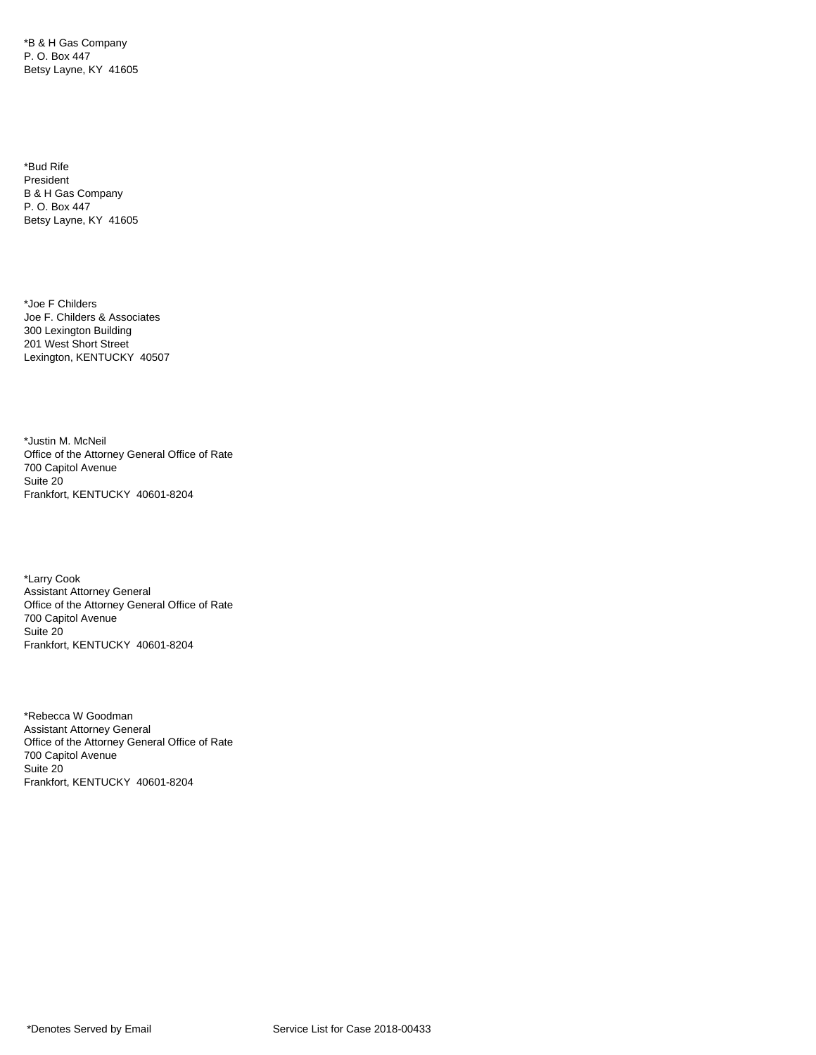*B & H Gas Company
P. O. Box 447
Betsy Layne, KY 41605

*Bud Rife
President
B & H Gas Company
P. O. Box 447
Betsy Layne, KY 41605

*Joe F Childers
Joe F. Childers & Associates
300 Lexington Building
201 West Short Street
Lexington, KENTUCKY 40507

*Justin M. McNeil
Office of the Attorney General Office of Rate
700 Capitol Avenue
Suite 20
Frankfort, KENTUCKY 40601-8204

*Larry Cook
Assistant Attorney General
Office of the Attorney General Office of Rate
700 Capitol Avenue
Suite 20
Frankfort, KENTUCKY 40601-8204

*Rebecca W Goodman
Assistant Attorney General
Office of the Attorney General Office of Rate
700 Capitol Avenue
Suite 20
Frankfort, KENTUCKY 40601-8204